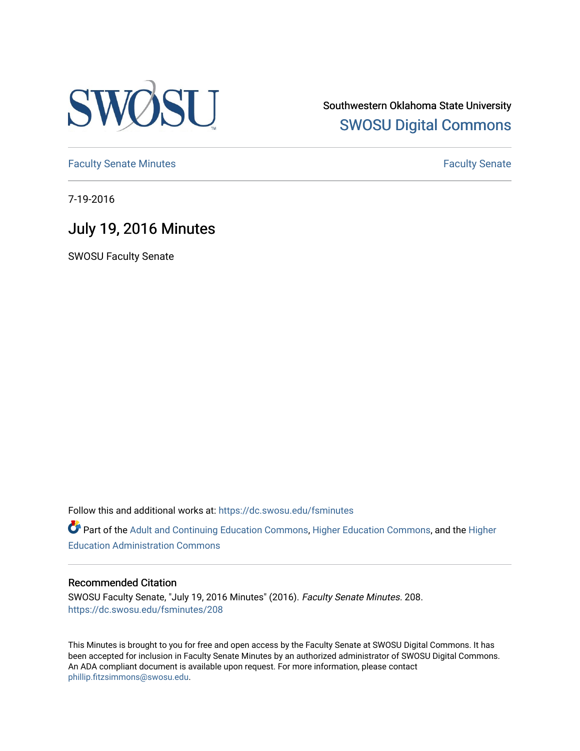Southwestern Oklahoma State University
SWOSU Digital Commons

Faculty Senate Minutes | Faculty Senate

7-19-2016

# July 19, 2016 Minutes

SWOSU Faculty Senate

Follow this and additional works at: https://dc.swosu.edu/fsminutes

Part of the Adult and Continuing Education Commons, Higher Education Commons, and the Higher Education Administration Commons

### Recommended Citation

SWOSU Faculty Senate, "July 19, 2016 Minutes" (2016). *Faculty Senate Minutes*. 208.
https://dc.swosu.edu/fsminutes/208

This Minutes is brought to you for free and open access by the Faculty Senate at SWOSU Digital Commons. It has been accepted for inclusion in Faculty Senate Minutes by an authorized administrator of SWOSU Digital Commons. An ADA compliant document is available upon request. For more information, please contact phillip.fitzsimmons@swosu.edu.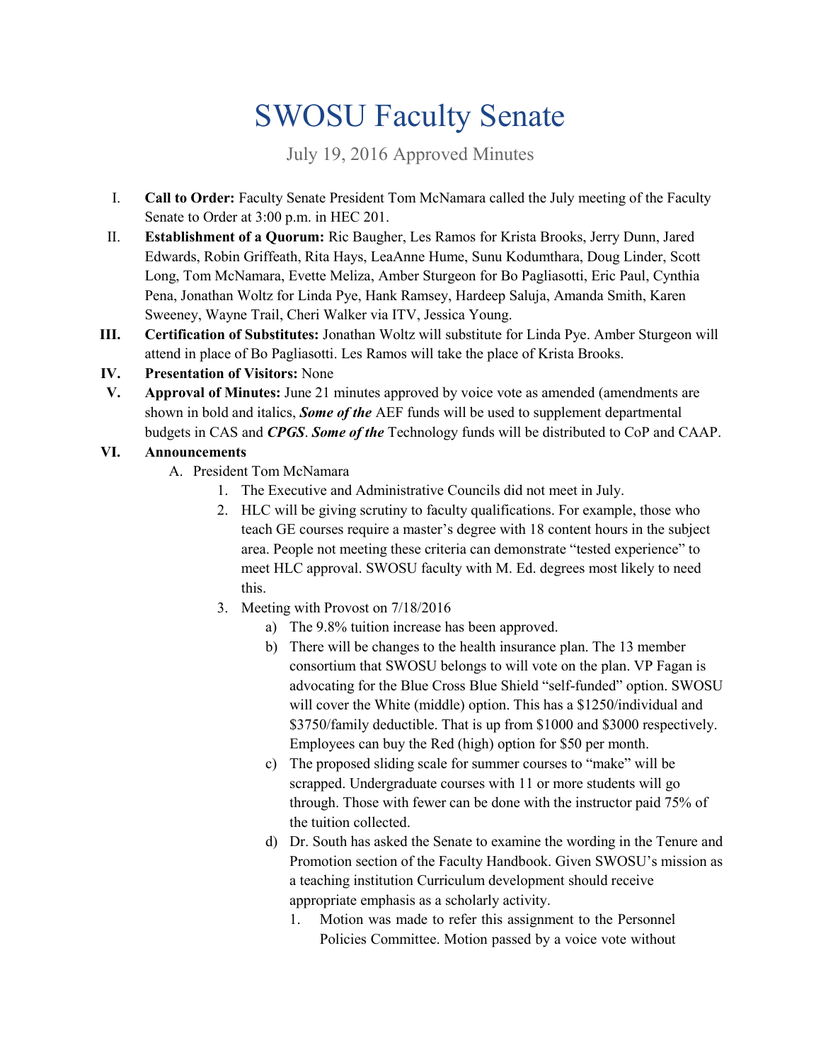# SWOSU Faculty Senate

July 19, 2016 Approved Minutes

I. **Call to Order:** Faculty Senate President Tom McNamara called the July meeting of the Faculty Senate to Order at 3:00 p.m. in HEC 201.

II. **Establishment of a Quorum:** Ric Baugher, Les Ramos for Krista Brooks, Jerry Dunn, Jared Edwards, Robin Griffeath, Rita Hays, LeaAnne Hume, Sunu Kodumthara, Doug Linder, Scott Long, Tom McNamara, Evette Meliza, Amber Sturgeon for Bo Pagliasotti, Eric Paul, Cynthia Pena, Jonathan Woltz for Linda Pye, Hank Ramsey, Hardeep Saluja, Amanda Smith, Karen Sweeney, Wayne Trail, Cheri Walker via ITV, Jessica Young.

III. **Certification of Substitutes:** Jonathan Woltz will substitute for Linda Pye. Amber Sturgeon will attend in place of Bo Pagliasotti. Les Ramos will take the place of Krista Brooks.

IV. **Presentation of Visitors:** None

V. **Approval of Minutes:** June 21 minutes approved by voice vote as amended (amendments are shown in bold and italics, ***Some of the*** AEF funds will be used to supplement departmental budgets in CAS and ***CPGS***. ***Some of the*** Technology funds will be distributed to CoP and CAAP.

VI. **Announcements**

A. President Tom McNamara

1. The Executive and Administrative Councils did not meet in July.
2. HLC will be giving scrutiny to faculty qualifications. For example, those who teach GE courses require a master's degree with 18 content hours in the subject area. People not meeting these criteria can demonstrate "tested experience" to meet HLC approval. SWOSU faculty with M. Ed. degrees most likely to need this.
3. Meeting with Provost on 7/18/2016
   a) The 9.8% tuition increase has been approved.
   b) There will be changes to the health insurance plan. The 13 member consortium that SWOSU belongs to will vote on the plan. VP Fagan is advocating for the Blue Cross Blue Shield "self-funded" option. SWOSU will cover the White (middle) option. This has a $1250/individual and $3750/family deductible. That is up from $1000 and $3000 respectively. Employees can buy the Red (high) option for $50 per month.
   c) The proposed sliding scale for summer courses to "make" will be scrapped. Undergraduate courses with 11 or more students will go through. Those with fewer can be done with the instructor paid 75% of the tuition collected.
   d) Dr. South has asked the Senate to examine the wording in the Tenure and Promotion section of the Faculty Handbook. Given SWOSU's mission as a teaching institution Curriculum development should receive appropriate emphasis as a scholarly activity.
      1. Motion was made to refer this assignment to the Personnel Policies Committee. Motion passed by a voice vote without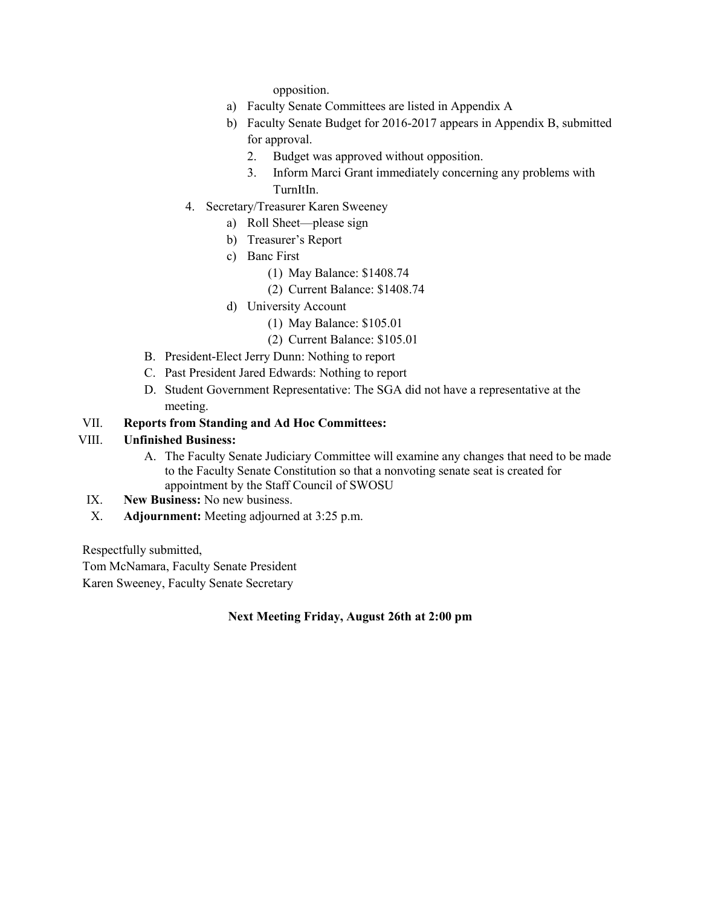opposition.

a) Faculty Senate Committees are listed in Appendix A
b) Faculty Senate Budget for 2016-2017 appears in Appendix B, submitted for approval.
    2. Budget was approved without opposition.
    3. Inform Marci Grant immediately concerning any problems with TurnItIn.

4. Secretary/Treasurer Karen Sweeney
    a) Roll Sheet—please sign
    b) Treasurer's Report
    c) Banc First
        (1) May Balance: $1408.74
        (2) Current Balance: $1408.74
    d) University Account
        (1) May Balance: $105.01
        (2) Current Balance: $105.01

B. President-Elect Jerry Dunn: Nothing to report

C. Past President Jared Edwards: Nothing to report

D. Student Government Representative: The SGA did not have a representative at the meeting.

VII. **Reports from Standing and Ad Hoc Committees:**

VIII. **Unfinished Business:**

A. The Faculty Senate Judiciary Committee will examine any changes that need to be made to the Faculty Senate Constitution so that a nonvoting senate seat is created for appointment by the Staff Council of SWOSU

IX. **New Business:** No new business.

X. **Adjournment:** Meeting adjourned at 3:25 p.m.

Respectfully submitted,
Tom McNamara, Faculty Senate President
Karen Sweeney, Faculty Senate Secretary

**Next Meeting Friday, August 26th at 2:00 pm**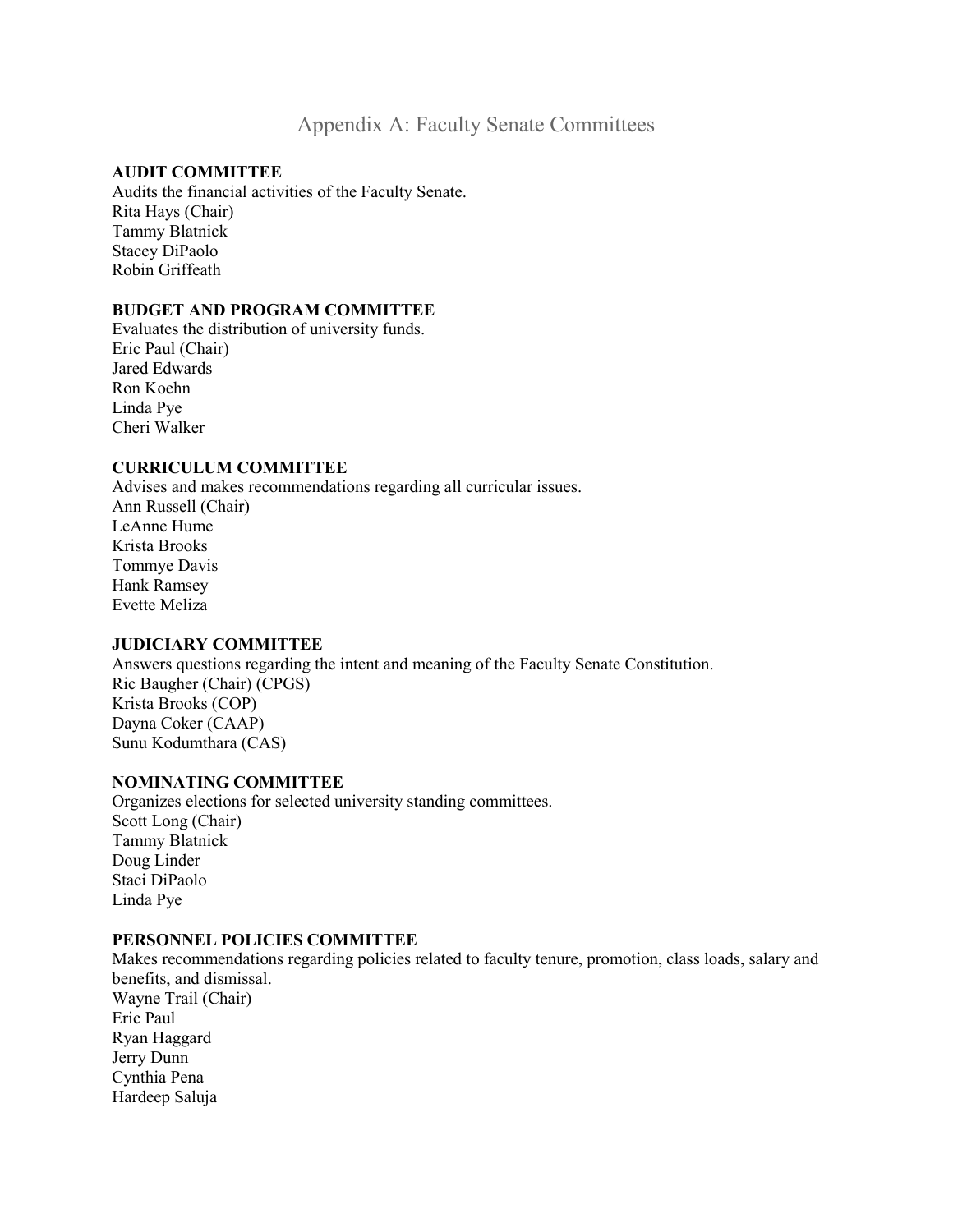# Appendix A: Faculty Senate Committees

**AUDIT COMMITTEE**

Audits the financial activities of the Faculty Senate.
Rita Hays (Chair)
Tammy Blatnick
Stacey DiPaolo
Robin Griffeath

**BUDGET AND PROGRAM COMMITTEE**

Evaluates the distribution of university funds.
Eric Paul (Chair)
Jared Edwards
Ron Koehn
Linda Pye
Cheri Walker

**CURRICULUM COMMITTEE**

Advises and makes recommendations regarding all curricular issues.
Ann Russell (Chair)
LeAnne Hume
Krista Brooks
Tommye Davis
Hank Ramsey
Evette Meliza

**JUDICIARY COMMITTEE**

Answers questions regarding the intent and meaning of the Faculty Senate Constitution.
Ric Baugher (Chair) (CPGS)
Krista Brooks (COP)
Dayna Coker (CAAP)
Sunu Kodumthara (CAS)

**NOMINATING COMMITTEE**

Organizes elections for selected university standing committees.
Scott Long (Chair)
Tammy Blatnick
Doug Linder
Staci DiPaolo
Linda Pye

**PERSONNEL POLICIES COMMITTEE**

Makes recommendations regarding policies related to faculty tenure, promotion, class loads, salary and benefits, and dismissal.
Wayne Trail (Chair)
Eric Paul
Ryan Haggard
Jerry Dunn
Cynthia Pena
Hardeep Saluja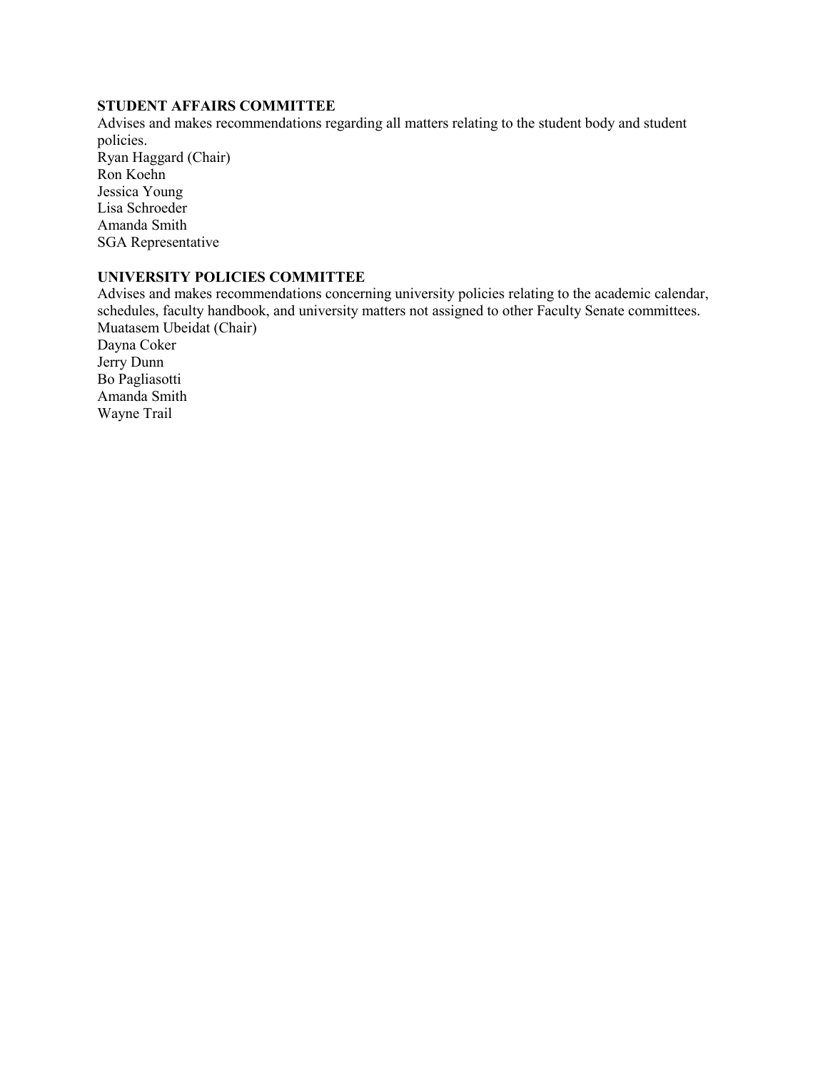**STUDENT AFFAIRS COMMITTEE**

Advises and makes recommendations regarding all matters relating to the student body and student policies.

Ryan Haggard (Chair)
Ron Koehn
Jessica Young
Lisa Schroeder
Amanda Smith
SGA Representative

**UNIVERSITY POLICIES COMMITTEE**

Advises and makes recommendations concerning university policies relating to the academic calendar, schedules, faculty handbook, and university matters not assigned to other Faculty Senate committees.

Muatasem Ubeidat (Chair)
Dayna Coker
Jerry Dunn
Bo Pagliasotti
Amanda Smith
Wayne Trail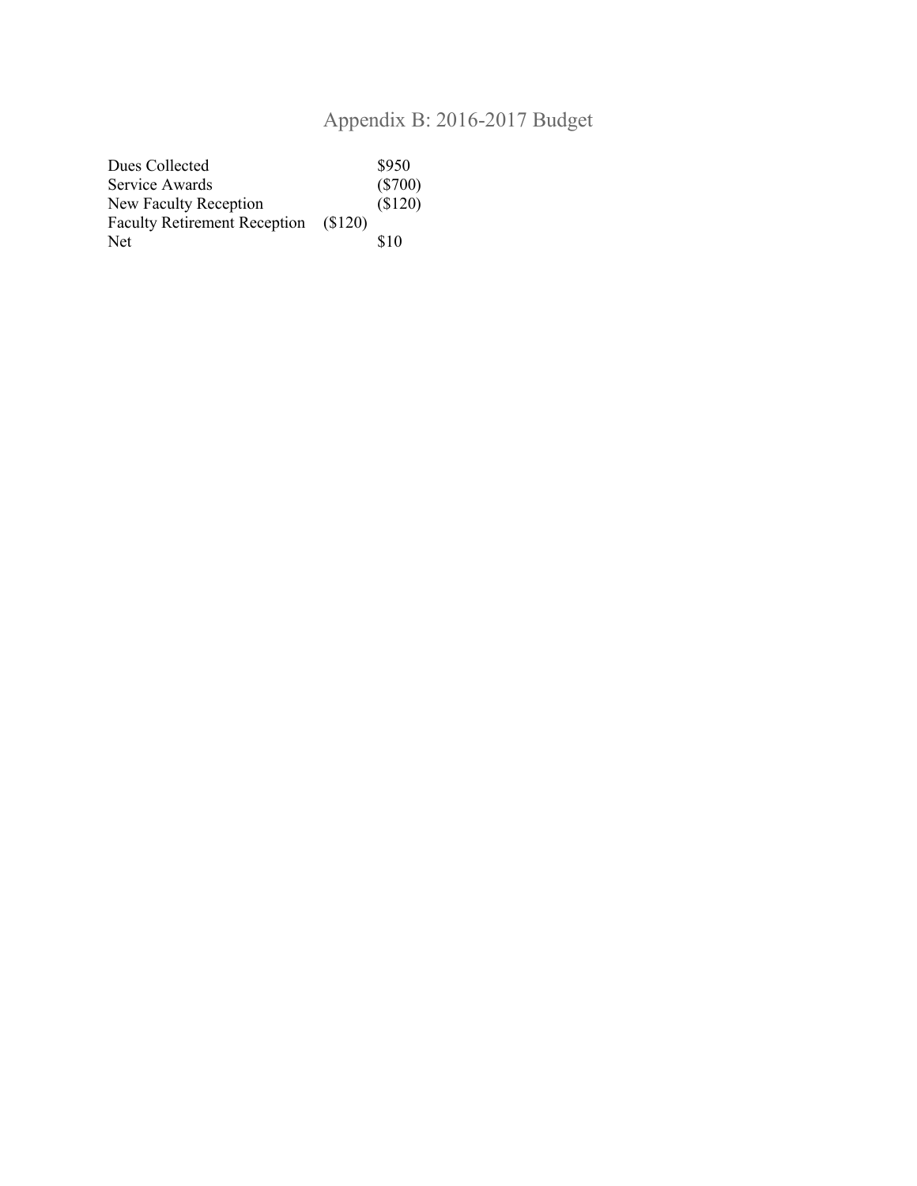# Appendix B: 2016-2017 Budget

| | |
|---|---|
| Dues Collected | $950 |
| Service Awards | ($700) |
| New Faculty Reception | ($120) |
| Faculty Retirement Reception | ($120) |
| Net | $10 |